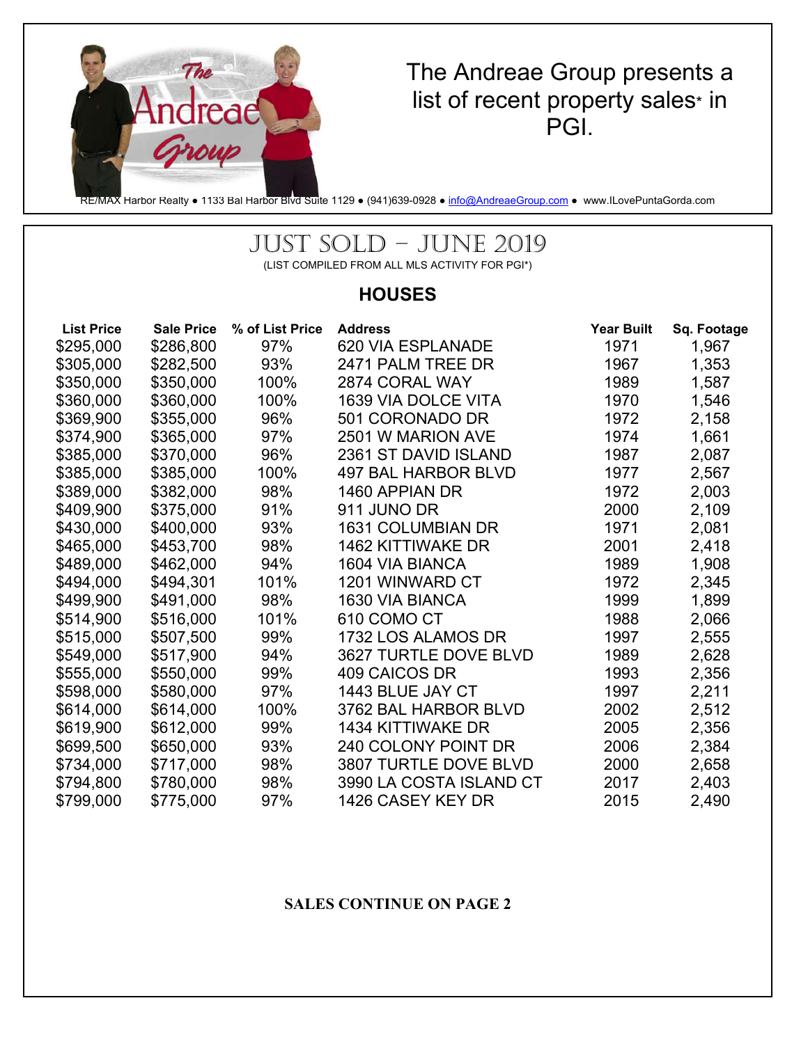The Andreae Group presents a list of recent property sales* in PGI.

RE/MAX Harbor Realty ● 1133 Bal Harbor Blvd Suite 1129 ● (941)639-0928 ● info@AndreaeGroup.com ● www.ILovePuntaGorda.com

# JUST SOLD – JUNE 2019

(LIST COMPILED FROM ALL MLS ACTIVITY FOR PGI*)

## HOUSES

| List Price | Sale Price | % of List Price | Address | Year Built | Sq. Footage |
|---|---|---|---|---|---|
| $295,000 | $286,800 | 97% | 620 VIA ESPLANADE | 1971 | 1,967 |
| $305,000 | $282,500 | 93% | 2471 PALM TREE DR | 1967 | 1,353 |
| $350,000 | $350,000 | 100% | 2874 CORAL WAY | 1989 | 1,587 |
| $360,000 | $360,000 | 100% | 1639 VIA DOLCE VITA | 1970 | 1,546 |
| $369,900 | $355,000 | 96% | 501 CORONADO DR | 1972 | 2,158 |
| $374,900 | $365,000 | 97% | 2501 W MARION AVE | 1974 | 1,661 |
| $385,000 | $370,000 | 96% | 2361 ST DAVID ISLAND | 1987 | 2,087 |
| $385,000 | $385,000 | 100% | 497 BAL HARBOR BLVD | 1977 | 2,567 |
| $389,000 | $382,000 | 98% | 1460 APPIAN DR | 1972 | 2,003 |
| $409,900 | $375,000 | 91% | 911 JUNO DR | 2000 | 2,109 |
| $430,000 | $400,000 | 93% | 1631 COLUMBIAN DR | 1971 | 2,081 |
| $465,000 | $453,700 | 98% | 1462 KITTIWAKE DR | 2001 | 2,418 |
| $489,000 | $462,000 | 94% | 1604 VIA BIANCA | 1989 | 1,908 |
| $494,000 | $494,301 | 101% | 1201 WINWARD CT | 1972 | 2,345 |
| $499,900 | $491,000 | 98% | 1630 VIA BIANCA | 1999 | 1,899 |
| $514,900 | $516,000 | 101% | 610 COMO CT | 1988 | 2,066 |
| $515,000 | $507,500 | 99% | 1732 LOS ALAMOS DR | 1997 | 2,555 |
| $549,000 | $517,900 | 94% | 3627 TURTLE DOVE BLVD | 1989 | 2,628 |
| $555,000 | $550,000 | 99% | 409 CAICOS DR | 1993 | 2,356 |
| $598,000 | $580,000 | 97% | 1443 BLUE JAY CT | 1997 | 2,211 |
| $614,000 | $614,000 | 100% | 3762 BAL HARBOR BLVD | 2002 | 2,512 |
| $619,900 | $612,000 | 99% | 1434 KITTIWAKE DR | 2005 | 2,356 |
| $699,500 | $650,000 | 93% | 240 COLONY POINT DR | 2006 | 2,384 |
| $734,000 | $717,000 | 98% | 3807 TURTLE DOVE BLVD | 2000 | 2,658 |
| $794,800 | $780,000 | 98% | 3990 LA COSTA ISLAND CT | 2017 | 2,403 |
| $799,000 | $775,000 | 97% | 1426 CASEY KEY DR | 2015 | 2,490 |

**SALES CONTINUE ON PAGE 2**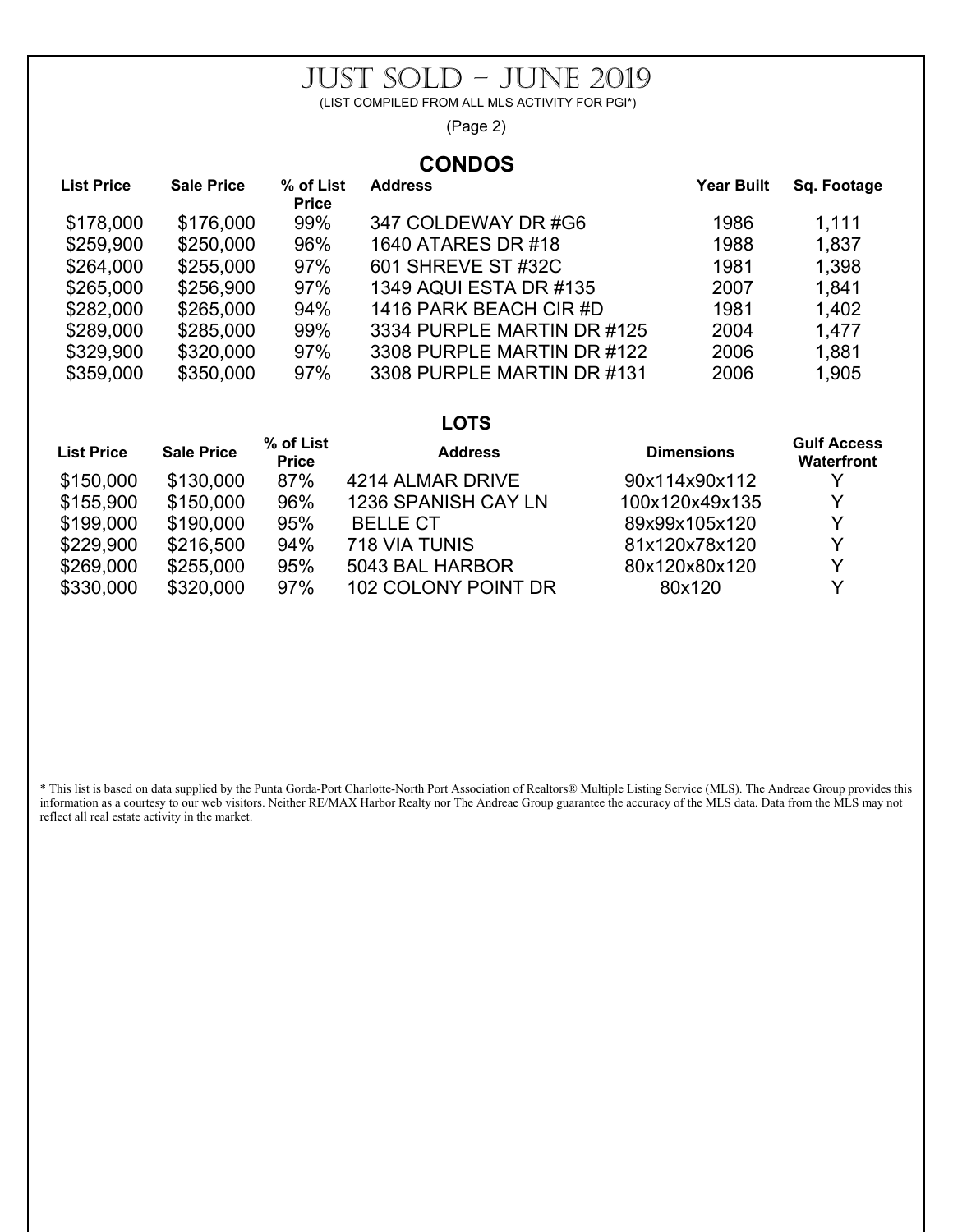# JUST SOLD – JUNE 2019

(LIST COMPILED FROM ALL MLS ACTIVITY FOR PGI*)

(Page 2)

## CONDOS

| List Price | Sale Price | % of List Price | Address | Year Built | Sq. Footage |
|---|---|---|---|---|---|
| $178,000 | $176,000 | 99% | 347 COLDEWAY DR #G6 | 1986 | 1,111 |
| $259,900 | $250,000 | 96% | 1640 ATARES DR #18 | 1988 | 1,837 |
| $264,000 | $255,000 | 97% | 601 SHREVE ST #32C | 1981 | 1,398 |
| $265,000 | $256,900 | 97% | 1349 AQUI ESTA DR #135 | 2007 | 1,841 |
| $282,000 | $265,000 | 94% | 1416 PARK BEACH CIR #D | 1981 | 1,402 |
| $289,000 | $285,000 | 99% | 3334 PURPLE MARTIN DR #125 | 2004 | 1,477 |
| $329,900 | $320,000 | 97% | 3308 PURPLE MARTIN DR #122 | 2006 | 1,881 |
| $359,000 | $350,000 | 97% | 3308 PURPLE MARTIN DR #131 | 2006 | 1,905 |

## LOTS

| List Price | Sale Price | % of List Price | Address | Dimensions | Gulf Access Waterfront |
|---|---|---|---|---|---|
| $150,000 | $130,000 | 87% | 4214 ALMAR DRIVE | 90x114x90x112 | Y |
| $155,900 | $150,000 | 96% | 1236 SPANISH CAY LN | 100x120x49x135 | Y |
| $199,000 | $190,000 | 95% | BELLE CT | 89x99x105x120 | Y |
| $229,900 | $216,500 | 94% | 718 VIA TUNIS | 81x120x78x120 | Y |
| $269,000 | $255,000 | 95% | 5043 BAL HARBOR | 80x120x80x120 | Y |
| $330,000 | $320,000 | 97% | 102 COLONY POINT DR | 80x120 | Y |

* This list is based on data supplied by the Punta Gorda-Port Charlotte-North Port Association of Realtors® Multiple Listing Service (MLS). The Andreae Group provides this information as a courtesy to our web visitors. Neither RE/MAX Harbor Realty nor The Andreae Group guarantee the accuracy of the MLS data. Data from the MLS may not reflect all real estate activity in the market.